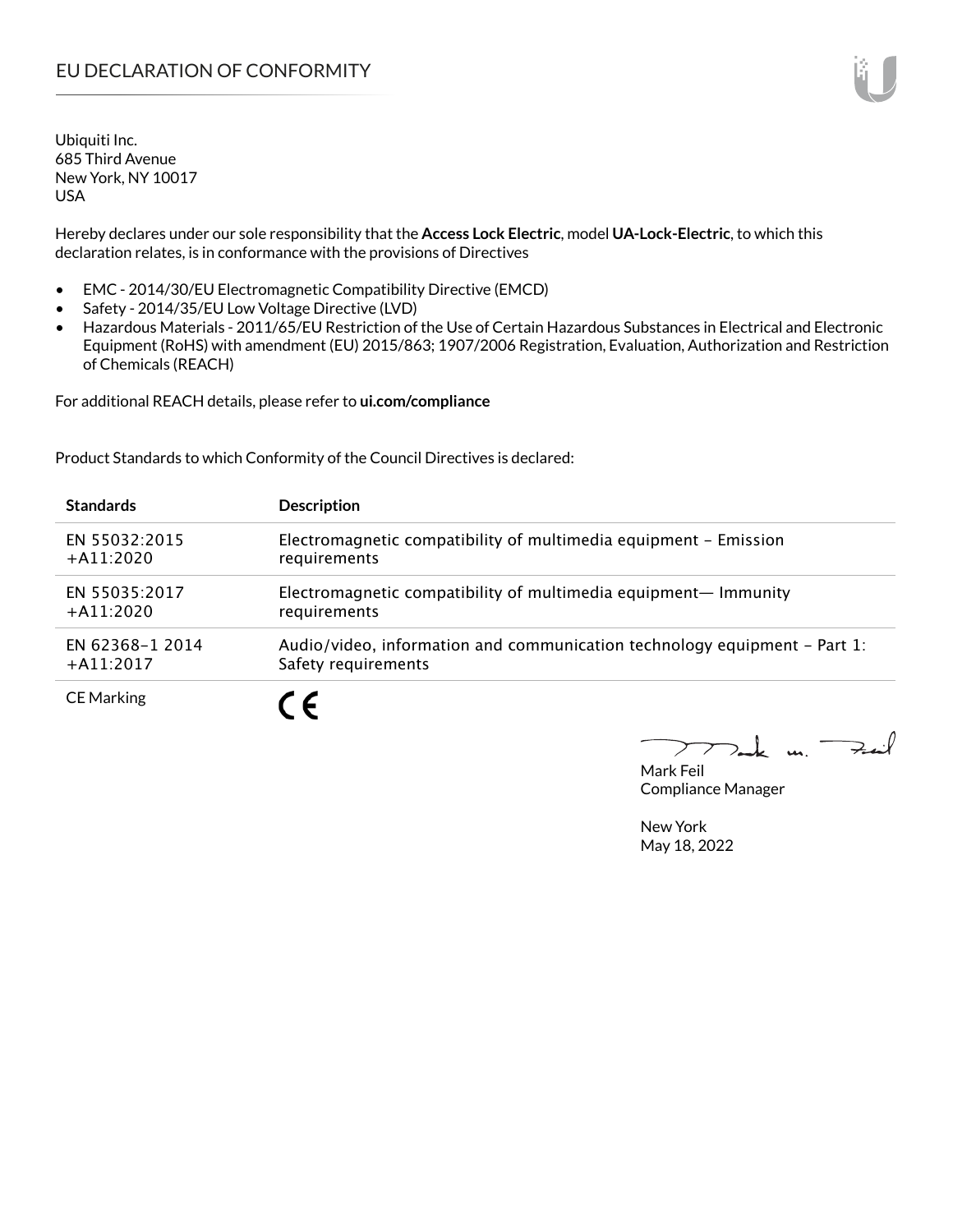# EU DECLARATION OF CONFORMITY

Ubiquiti Inc.
685 Third Avenue
New York, NY 10017
USA

Hereby declares under our sole responsibility that the **Access Lock Electric**, model **UA-Lock-Electric**, to which this declaration relates, is in conformance with the provisions of Directives

- EMC - 2014/30/EU Electromagnetic Compatibility Directive (EMCD)
- Safety - 2014/35/EU Low Voltage Directive (LVD)
- Hazardous Materials - 2011/65/EU Restriction of the Use of Certain Hazardous Substances in Electrical and Electronic Equipment (RoHS) with amendment (EU) 2015/863; 1907/2006 Registration, Evaluation, Authorization and Restriction of Chemicals (REACH)

For additional REACH details, please refer to **ui.com/compliance**

Product Standards to which Conformity of the Council Directives is declared:

| Standards | Description |
|---|---|
| EN 55032:2015 +A11:2020 | Electromagnetic compatibility of multimedia equipment – Emission requirements |
| EN 55035:2017 +A11:2020 | Electromagnetic compatibility of multimedia equipment— Immunity requirements |
| EN 62368–1 2014 +A11:2017 | Audio/video, information and communication technology equipment – Part 1: Safety requirements |
| CE Marking | CE |

Mark Feil
Compliance Manager

New York
May 18, 2022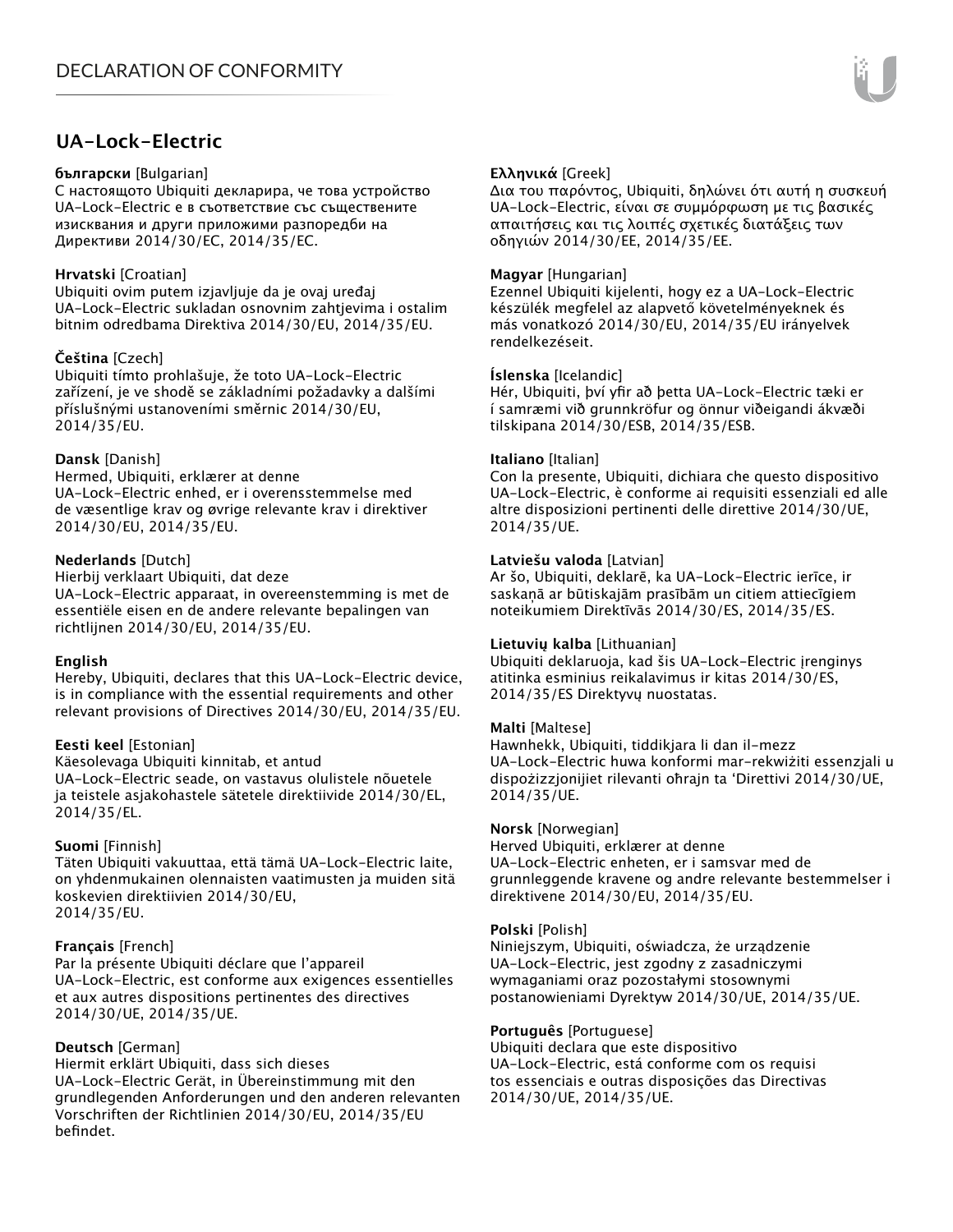# UA-Lock-Electric

**български** [Bulgarian]
С настоящото Ubiquiti декларира, че това устройство UA-Lock-Electric е в съответствие със съществените изисквания и други приложими разпоредби на Директиви 2014/30/ЕС, 2014/35/ЕС.

**Hrvatski** [Croatian]
Ubiquiti ovim putem izjavljuje da je ovaj uređaj UA-Lock-Electric sukladan osnovnim zahtjevima i ostalim bitnim odredbama Direktiva 2014/30/EU, 2014/35/EU.

**Čeština** [Czech]
Ubiquiti tímto prohlašuje, že toto UA-Lock-Electric zařízení, je ve shodě se základními požadavky a dalšími příslušnými ustanoveními směrnic 2014/30/EU, 2014/35/EU.

**Dansk** [Danish]
Hermed, Ubiquiti, erklærer at denne UA-Lock-Electric enhed, er i overensstemmelse med de væsentlige krav og øvrige relevante krav i direktiver 2014/30/EU, 2014/35/EU.

**Nederlands** [Dutch]
Hierbij verklaart Ubiquiti, dat deze UA-Lock-Electric apparaat, in overeenstemming is met de essentiële eisen en de andere relevante bepalingen van richtlijnen 2014/30/EU, 2014/35/EU.

**English**
Hereby, Ubiquiti, declares that this UA-Lock-Electric device, is in compliance with the essential requirements and other relevant provisions of Directives 2014/30/EU, 2014/35/EU.

**Eesti keel** [Estonian]
Käesolevaga Ubiquiti kinnitab, et antud UA-Lock-Electric seade, on vastavus olulistele nõuetele ja teistele asjakohastele sätetele direktiivide 2014/30/EL, 2014/35/EL.

**Suomi** [Finnish]
Täten Ubiquiti vakuuttaa, että tämä UA-Lock-Electric laite, on yhdenmukainen olennaisten vaatimusten ja muiden sitä koskevien direktiivien 2014/30/EU, 2014/35/EU.

**Français** [French]
Par la présente Ubiquiti déclare que l'appareil UA-Lock-Electric, est conforme aux exigences essentielles et aux autres dispositions pertinentes des directives 2014/30/UE, 2014/35/UE.

**Deutsch** [German]
Hiermit erklärt Ubiquiti, dass sich dieses UA-Lock-Electric Gerät, in Übereinstimmung mit den grundlegenden Anforderungen und den anderen relevanten Vorschriften der Richtlinien 2014/30/EU, 2014/35/EU befindet.

**Ελληνικά** [Greek]
Δια του παρόντος, Ubiquiti, δηλώνει ότι αυτή η συσκευή UA-Lock-Electric, είναι σε συμμόρφωση με τις βασικές απαιτήσεις και τις λοιπές σχετικές διατάξεις των οδηγιών 2014/30/EE, 2014/35/EE.

**Magyar** [Hungarian]
Ezennel Ubiquiti kijelenti, hogy ez a UA-Lock-Electric készülék megfelel az alapvető követelményeknek és más vonatkozó 2014/30/EU, 2014/35/EU irányelvek rendelkezéseit.

**Íslenska** [Icelandic]
Hér, Ubiquiti, því yfir að þetta UA-Lock-Electric tæki er í samræmi við grunnkröfur og önnur viðeigandi ákvæði tilskipana 2014/30/ESB, 2014/35/ESB.

**Italiano** [Italian]
Con la presente, Ubiquiti, dichiara che questo dispositivo UA-Lock-Electric, è conforme ai requisiti essenziali ed alle altre disposizioni pertinenti delle direttive 2014/30/UE, 2014/35/UE.

**Latviešu valoda** [Latvian]
Ar šo, Ubiquiti, deklarē, ka UA-Lock-Electric ierīce, ir saskaņā ar būtiskajām prasībām un citiem attiecīgiem noteikumiem Direktīvās 2014/30/ES, 2014/35/ES.

**Lietuvių kalba** [Lithuanian]
Ubiquiti deklaruoja, kad šis UA-Lock-Electric įrenginys atitinka esminius reikalavimus ir kitas 2014/30/ES, 2014/35/ES Direktyvų nuostatas.

**Malti** [Maltese]
Hawnhekk, Ubiquiti, tiddikjara li dan il-mezz UA-Lock-Electric huwa konformi mar-rekwiżiti essenzjali u dispożizzjonijiet rilevanti oħrajn ta 'Direttivi 2014/30/UE, 2014/35/UE.

**Norsk** [Norwegian]
Herved Ubiquiti, erklærer at denne UA-Lock-Electric enheten, er i samsvar med de grunnleggende kravene og andre relevante bestemmelser i direktivene 2014/30/EU, 2014/35/EU.

**Polski** [Polish]
Niniejszym, Ubiquiti, oświadcza, że urządzenie UA-Lock-Electric, jest zgodny z zasadniczymi wymaganiami oraz pozostałymi stosownymi postanowieniami Dyrektyw 2014/30/UE, 2014/35/UE.

**Português** [Portuguese]
Ubiquiti declara que este dispositivo UA-Lock-Electric, está conforme com os requisi tos essenciais e outras disposições das Directivas 2014/30/UE, 2014/35/UE.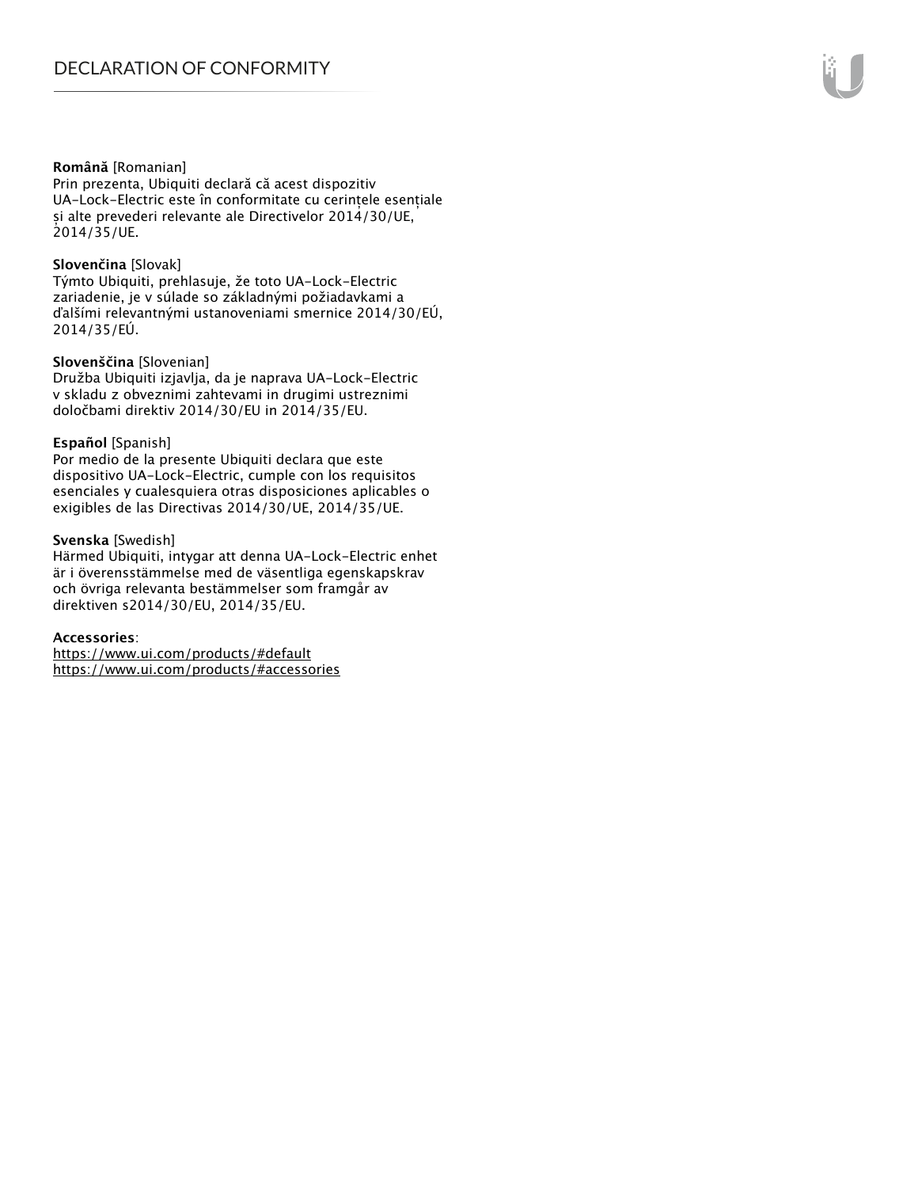**Română** [Romanian]
Prin prezenta, Ubiquiti declară că acest dispozitiv UA-Lock-Electric este în conformitate cu cerințele esențiale și alte prevederi relevante ale Directivelor 2014/30/UE, 2014/35/UE.

**Slovenčina** [Slovak]
Týmto Ubiquiti, prehlasuje, že toto UA-Lock-Electric zariadenie, je v súlade so základnými požiadavkami a ďalšími relevantnými ustanoveniami smernice 2014/30/EÚ, 2014/35/EÚ.

**Slovenščina** [Slovenian]
Družba Ubiquiti izjavlja, da je naprava UA-Lock-Electric v skladu z obveznimi zahtevami in drugimi ustreznimi določbami direktiv 2014/30/EU in 2014/35/EU.

**Español** [Spanish]
Por medio de la presente Ubiquiti declara que este dispositivo UA-Lock-Electric, cumple con los requisitos esenciales y cualesquiera otras disposiciones aplicables o exigibles de las Directivas 2014/30/UE, 2014/35/UE.

**Svenska** [Swedish]
Härmed Ubiquiti, intygar att denna UA-Lock-Electric enhet är i överensstämmelse med de väsentliga egenskapskrav och övriga relevanta bestämmelser som framgår av direktiven s2014/30/EU, 2014/35/EU.

**Accessories**:
https://www.ui.com/products/#default
https://www.ui.com/products/#accessories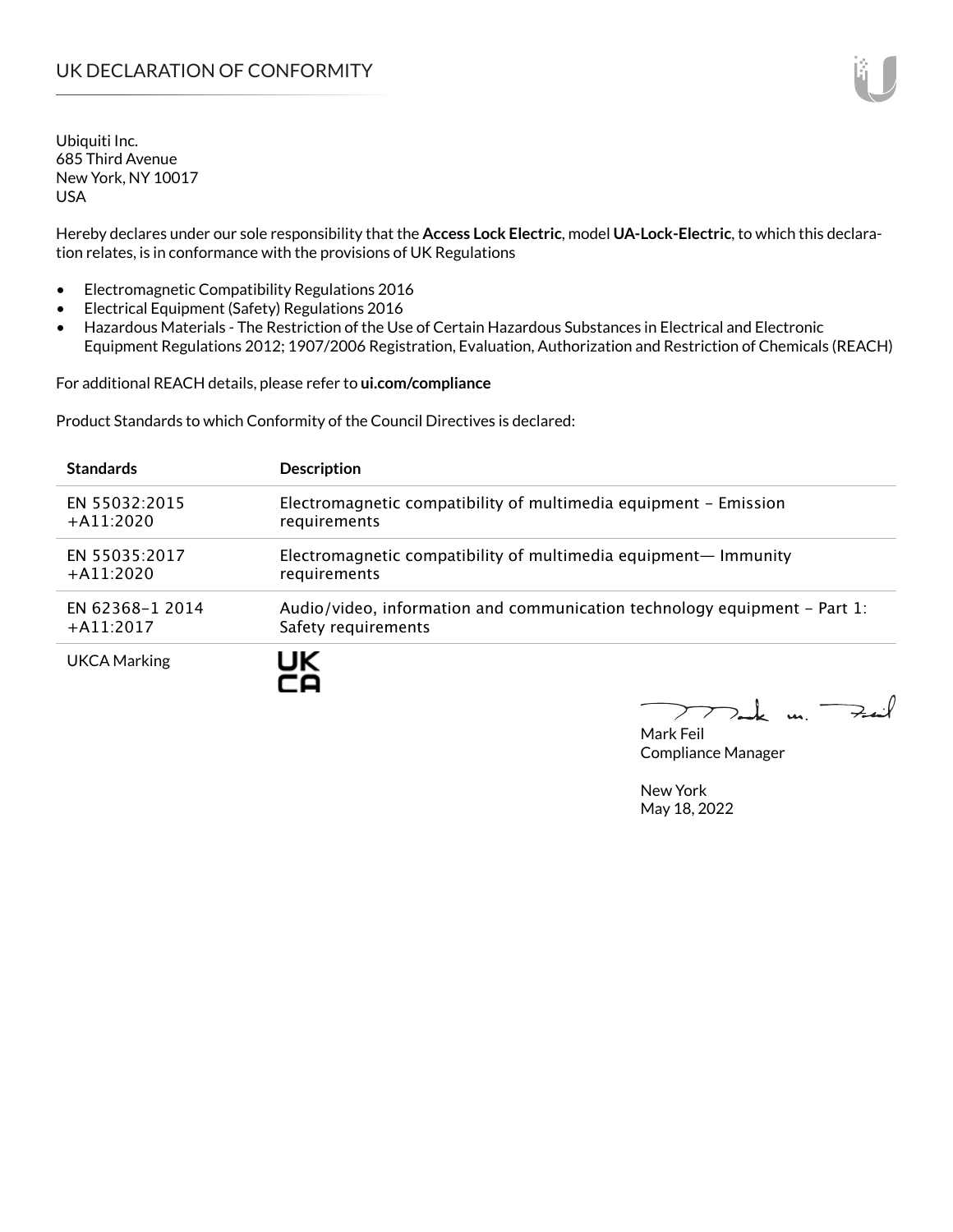# UK DECLARATION OF CONFORMITY

Ubiquiti Inc.
685 Third Avenue
New York, NY 10017
USA

Hereby declares under our sole responsibility that the **Access Lock Electric**, model **UA-Lock-Electric**, to which this declaration relates, is in conformance with the provisions of UK Regulations

- Electromagnetic Compatibility Regulations 2016
- Electrical Equipment (Safety) Regulations 2016
- Hazardous Materials - The Restriction of the Use of Certain Hazardous Substances in Electrical and Electronic Equipment Regulations 2012; 1907/2006 Registration, Evaluation, Authorization and Restriction of Chemicals (REACH)

For additional REACH details, please refer to **ui.com/compliance**

Product Standards to which Conformity of the Council Directives is declared:

| **Standards** | **Description** |
| --- | --- |
| EN 55032:2015 +A11:2020 | Electromagnetic compatibility of multimedia equipment – Emission requirements |
| EN 55035:2017 +A11:2020 | Electromagnetic compatibility of multimedia equipment— Immunity requirements |
| EN 62368-1 2014 +A11:2017 | Audio/video, information and communication technology equipment – Part 1: Safety requirements |
| UKCA Marking | UK CA |

Mark Feil
Compliance Manager

New York
May 18, 2022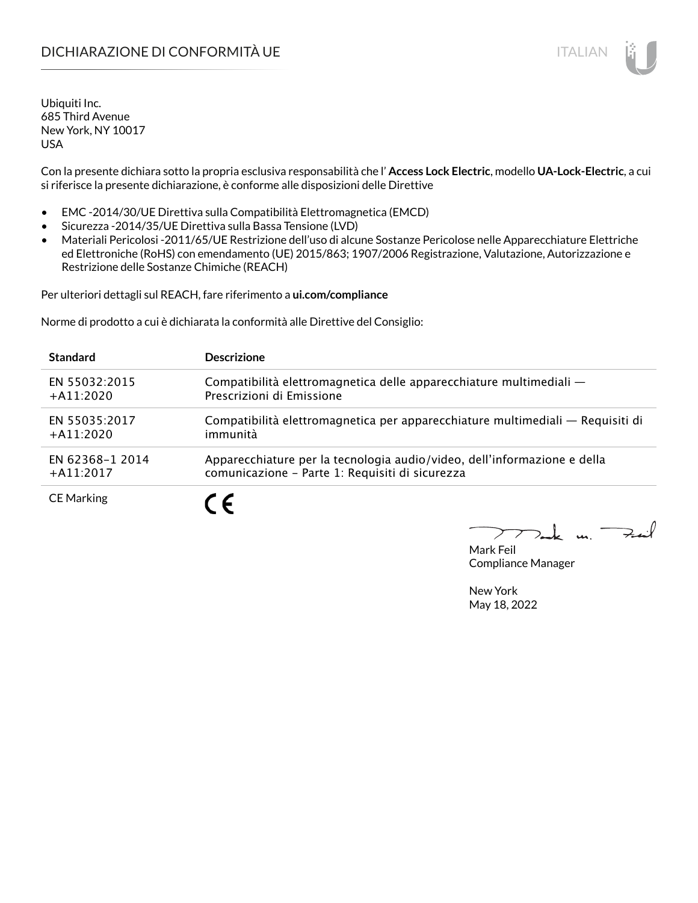# DICHIARAZIONE DI CONFORMITÀ UE

Ubiquiti Inc.
685 Third Avenue
New York, NY 10017
USA

Con la presente dichiara sotto la propria esclusiva responsabilità che l' **Access Lock Electric**, modello **UA-Lock-Electric**, a cui si riferisce la presente dichiarazione, è conforme alle disposizioni delle Direttive

- EMC -2014/30/UE Direttiva sulla Compatibilità Elettromagnetica (EMCD)
- Sicurezza -2014/35/UE Direttiva sulla Bassa Tensione (LVD)
- Materiali Pericolosi -2011/65/UE Restrizione dell'uso di alcune Sostanze Pericolose nelle Apparecchiature Elettriche ed Elettroniche (RoHS) con emendamento (UE) 2015/863; 1907/2006 Registrazione, Valutazione, Autorizzazione e Restrizione delle Sostanze Chimiche (REACH)

Per ulteriori dettagli sul REACH, fare riferimento a **ui.com/compliance**

Norme di prodotto a cui è dichiarata la conformità alle Direttive del Consiglio:

| Standard | Descrizione |
|---|---|
| EN 55032:2015 +A11:2020 | Compatibilità elettromagnetica delle apparecchiature multimediali — Prescrizioni di Emissione |
| EN 55035:2017 +A11:2020 | Compatibilità elettromagnetica per apparecchiature multimediali — Requisiti di immunità |
| EN 62368-1 2014 +A11:2017 | Apparecchiature per la tecnologia audio/video, dell'informazione e della comunicazione - Parte 1: Requisiti di sicurezza |
| CE Marking | CE |

Mark Feil
Compliance Manager

New York
May 18, 2022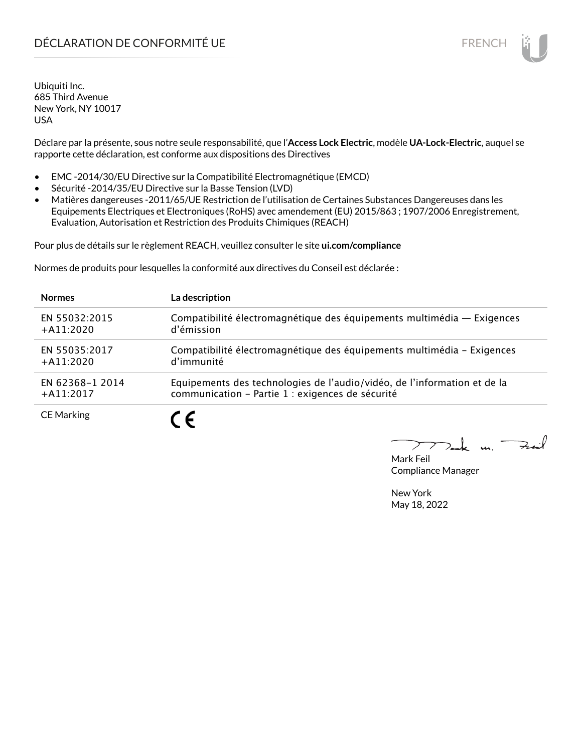# DÉCLARATION DE CONFORMITÉ UE

Ubiquiti Inc.
685 Third Avenue
New York, NY 10017
USA

Déclare par la présente, sous notre seule responsabilité, que l'**Access Lock Electric**, modèle **UA-Lock-Electric**, auquel se rapporte cette déclaration, est conforme aux dispositions des Directives

- EMC -2014/30/EU Directive sur la Compatibilité Electromagnétique (EMCD)
- Sécurité -2014/35/EU Directive sur la Basse Tension (LVD)
- Matières dangereuses -2011/65/UE Restriction de l'utilisation de Certaines Substances Dangereuses dans les Equipements Electriques et Electroniques (RoHS) avec amendement (EU) 2015/863 ; 1907/2006 Enregistrement, Evaluation, Autorisation et Restriction des Produits Chimiques (REACH)

Pour plus de détails sur le règlement REACH, veuillez consulter le site **ui.com/compliance**

Normes de produits pour lesquelles la conformité aux directives du Conseil est déclarée :

| Normes | La description |
|---|---|
| EN 55032:2015 +A11:2020 | Compatibilité électromagnétique des équipements multimédia — Exigences d'émission |
| EN 55035:2017 +A11:2020 | Compatibilité électromagnétique des équipements multimédia – Exigences d'immunité |
| EN 62368–1 2014 +A11:2017 | Equipements des technologies de l'audio/vidéo, de l'information et de la communication – Partie 1 : exigences de sécurité |
| CE Marking | CE |

Mark Feil
Compliance Manager

New York
May 18, 2022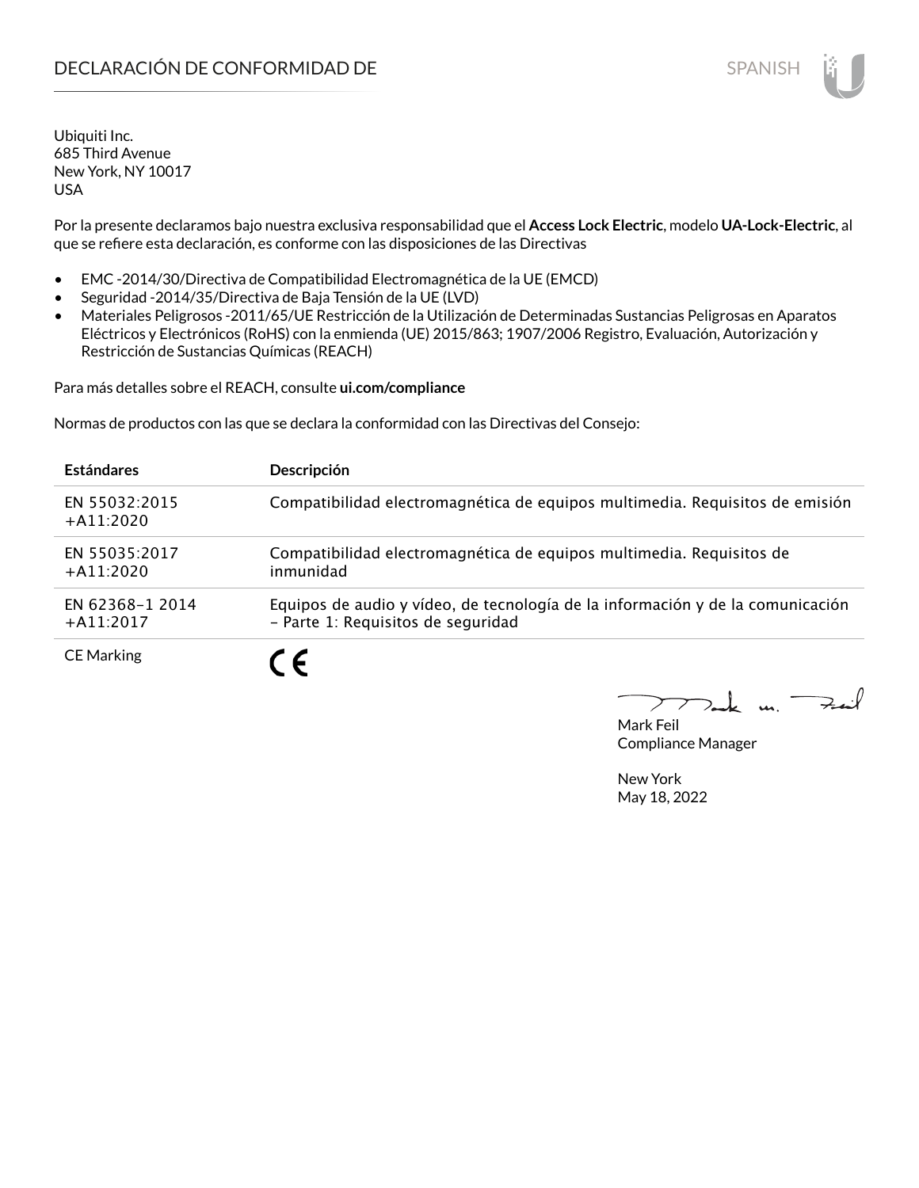# DECLARACIÓN DE CONFORMIDAD DE

Ubiquiti Inc.
685 Third Avenue
New York, NY 10017
USA

Por la presente declaramos bajo nuestra exclusiva responsabilidad que el **Access Lock Electric**, modelo **UA-Lock-Electric**, al que se refiere esta declaración, es conforme con las disposiciones de las Directivas

- EMC -2014/30/Directiva de Compatibilidad Electromagnética de la UE (EMCD)
- Seguridad -2014/35/Directiva de Baja Tensión de la UE (LVD)
- Materiales Peligrosos -2011/65/UE Restricción de la Utilización de Determinadas Sustancias Peligrosas en Aparatos Eléctricos y Electrónicos (RoHS) con la enmienda (UE) 2015/863; 1907/2006 Registro, Evaluación, Autorización y Restricción de Sustancias Químicas (REACH)

Para más detalles sobre el REACH, consulte **ui.com/compliance**

Normas de productos con las que se declara la conformidad con las Directivas del Consejo:

| Estándares | Descripción |
|---|---|
| EN 55032:2015 +A11:2020 | Compatibilidad electromagnética de equipos multimedia. Requisitos de emisión |
| EN 55035:2017 +A11:2020 | Compatibilidad electromagnética de equipos multimedia. Requisitos de inmunidad |
| EN 62368–1 2014 +A11:2017 | Equipos de audio y vídeo, de tecnología de la información y de la comunicación – Parte 1: Requisitos de seguridad |
| CE Marking | CE |

Mark Feil
Compliance Manager

New York
May 18, 2022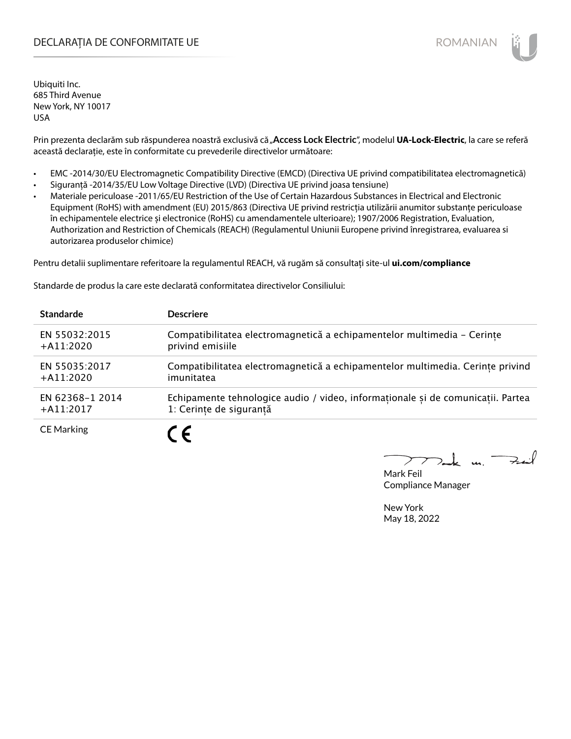# DECLARAȚIA DE CONFORMITATE UE

ROMANIAN

Ubiquiti Inc.
685 Third Avenue
New York, NY 10017
USA

Prin prezenta declarăm sub răspunderea noastră exclusivă că „**Access Lock Electric**", modelul **UA-Lock-Electric**, la care se referă această declarație, este în conformitate cu prevederile directivelor următoare:

- EMC -2014/30/EU Electromagnetic Compatibility Directive (EMCD) (Directiva UE privind compatibilitatea electromagnetică)
- Siguranță -2014/35/EU Low Voltage Directive (LVD) (Directiva UE privind joasa tensiune)
- Materiale periculoase -2011/65/EU Restriction of the Use of Certain Hazardous Substances in Electrical and Electronic Equipment (RoHS) with amendment (EU) 2015/863 (Directiva UE privind restricția utilizării anumitor substanțe periculoase în echipamentele electrice și electronice (RoHS) cu amendamentele ulterioare); 1907/2006 Registration, Evaluation, Authorization and Restriction of Chemicals (REACH) (Regulamentul Uniunii Europene privind înregistrarea, evaluarea si autorizarea produselor chimice)

Pentru detalii suplimentare referitoare la regulamentul REACH, vă rugăm să consultați site-ul **ui.com/compliance**

Standarde de produs la care este declarată conformitatea directivelor Consiliului:

| Standarde | Descriere |
|---|---|
| EN 55032:2015 +A11:2020 | Compatibilitatea electromagnetică a echipamentelor multimedia – Cerințe privind emisiile |
| EN 55035:2017 +A11:2020 | Compatibilitatea electromagnetică a echipamentelor multimedia. Cerințe privind imunitatea |
| EN 62368-1 2014 +A11:2017 | Echipamente tehnologice audio / video, informaționale și de comunicații. Partea 1: Cerințe de siguranță |
| CE Marking | CE |

Mark Feil
Compliance Manager

New York
May 18, 2022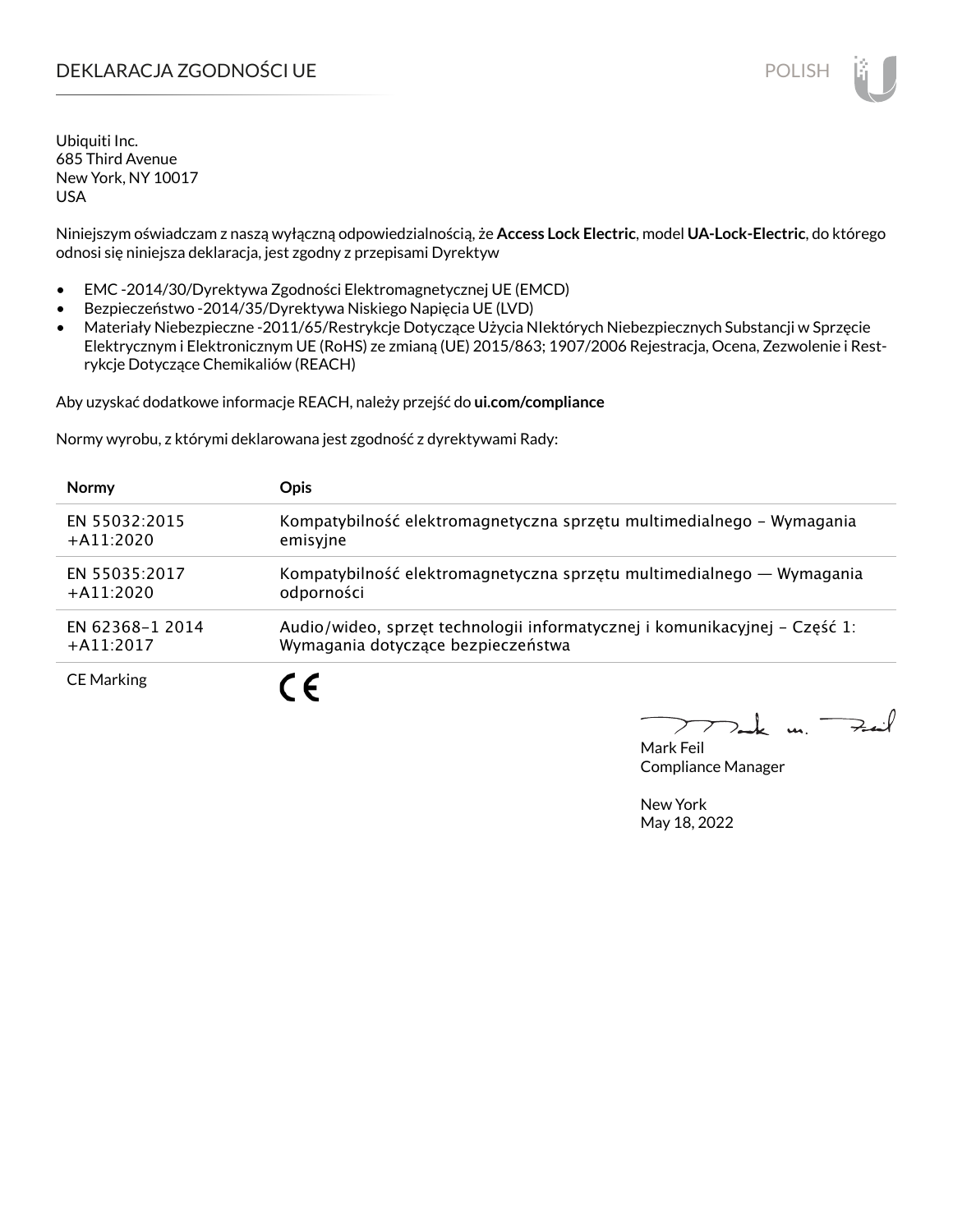# DEKLARACJA ZGODNOŚCI UE

Ubiquiti Inc.
685 Third Avenue
New York, NY 10017
USA

Niniejszym oświadczam z naszą wyłączną odpowiedzialnością, że **Access Lock Electric**, model **UA-Lock-Electric**, do którego odnosi się niniejsza deklaracja, jest zgodny z przepisami Dyrektyw

- EMC -2014/30/Dyrektywa Zgodności Elektromagnetycznej UE (EMCD)
- Bezpieczeństwo -2014/35/Dyrektywa Niskiego Napięcia UE (LVD)
- Materiały Niebezpieczne -2011/65/Restrykcje Dotyczące Użycia NIektórych Niebezpiecznych Substancji w Sprzęcie Elektrycznym i Elektronicznym UE (RoHS) ze zmianą (UE) 2015/863; 1907/2006 Rejestracja, Ocena, Zezwolenie i Restrykcje Dotyczące Chemikaliów (REACH)

Aby uzyskać dodatkowe informacje REACH, należy przejść do **ui.com/compliance**

Normy wyrobu, z którymi deklarowana jest zgodność z dyrektywami Rady:

| Normy | Opis |
|---|---|
| EN 55032:2015 +A11:2020 | Kompatybilność elektromagnetyczna sprzętu multimedialnego – Wymagania emisyjne |
| EN 55035:2017 +A11:2020 | Kompatybilność elektromagnetyczna sprzętu multimedialnego — Wymagania odporności |
| EN 62368–1 2014 +A11:2017 | Audio/wideo, sprzęt technologii informatycznej i komunikacyjnej – Część 1: Wymagania dotyczące bezpieczeństwa |
| CE Marking | CE |

Mark Feil
Compliance Manager

New York
May 18, 2022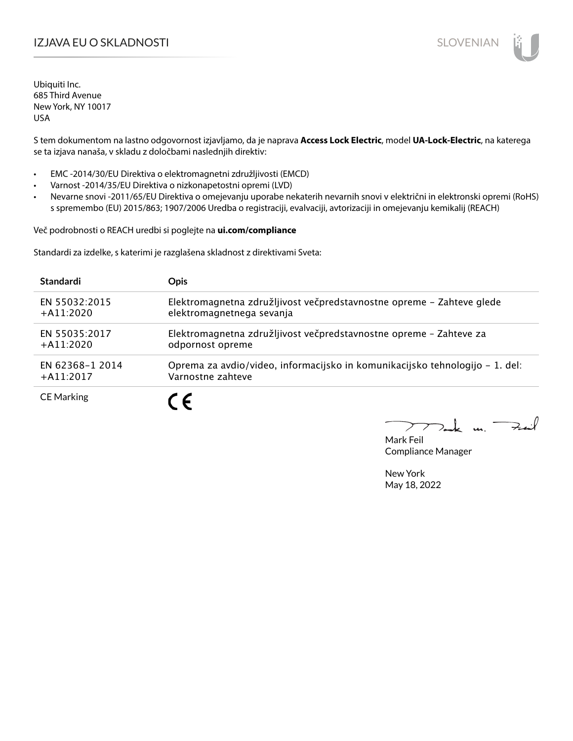# IZJAVA EU O SKLADNOSTI

Ubiquiti Inc.
685 Third Avenue
New York, NY 10017
USA

S tem dokumentom na lastno odgovornost izjavljamo, da je naprava **Access Lock Electric**, model **UA-Lock-Electric**, na katerega se ta izjava nanaša, v skladu z določbami naslednjih direktiv:

- EMC -2014/30/EU Direktiva o elektromagnetni združljivosti (EMCD)
- Varnost -2014/35/EU Direktiva o nizkonapetostni opremi (LVD)
- Nevarne snovi -2011/65/EU Direktiva o omejevanju uporabe nekaterih nevarnih snovi v električni in elektronski opremi (RoHS) s spremembo (EU) 2015/863; 1907/2006 Uredba o registraciji, evalvaciji, avtorizaciji in omejevanju kemikalij (REACH)

Več podrobnosti o REACH uredbi si poglejte na **ui.com/compliance**

Standardi za izdelke, s katerimi je razglašena skladnost z direktivami Sveta:

| Standardi | Opis |
|---|---|
| EN 55032:2015 +A11:2020 | Elektromagnetna združljivost večpredstavnostne opreme – Zahteve glede elektromagnetnega sevanja |
| EN 55035:2017 +A11:2020 | Elektromagnetna združljivost večpredstavnostne opreme – Zahteve za odpornost opreme |
| EN 62368-1 2014 +A11:2017 | Oprema za avdio/video, informacijsko in komunikacijsko tehnologijo – 1. del: Varnostne zahteve |
| CE Marking | CE |

Mark Feil
Compliance Manager

New York
May 18, 2022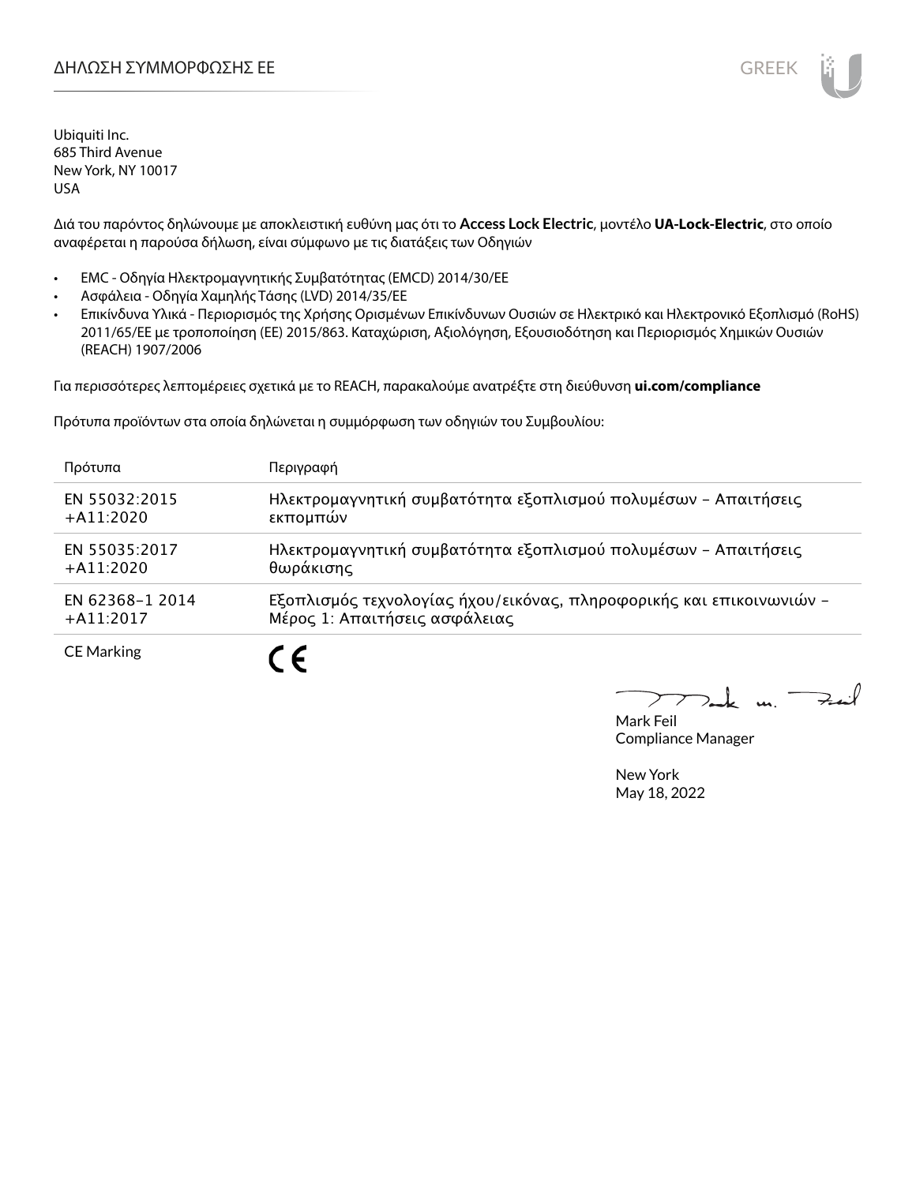# ΔΗΛΩΣΗ ΣΥΜΜΟΡΦΩΣΗΣ ΕΕ

Ubiquiti Inc.
685 Third Avenue
New York, NY 10017
USA

Διά του παρόντος δηλώνουμε με αποκλειστική ευθύνη μας ότι το **Access Lock Electric**, μοντέλο **UA-Lock-Electric**, στο οποίο αναφέρεται η παρούσα δήλωση, είναι σύμφωνο με τις διατάξεις των Οδηγιών

- EMC - Οδηγία Ηλεκτρομαγνητικής Συμβατότητας (EMCD) 2014/30/ΕΕ
- Ασφάλεια - Οδηγία Χαμηλής Τάσης (LVD) 2014/35/ΕΕ
- Επικίνδυνα Υλικά - Περιορισμός της Χρήσης Ορισμένων Επικίνδυνων Ουσιών σε Ηλεκτρικό και Ηλεκτρονικό Εξοπλισμό (RoHS) 2011/65/ΕΕ με τροποποίηση (ΕΕ) 2015/863. Καταχώριση, Αξιολόγηση, Εξουσιοδότηση και Περιορισμός Χημικών Ουσιών (REACH) 1907/2006

Για περισσότερες λεπτομέρειες σχετικά με το REACH, παρακαλούμε ανατρέξτε στη διεύθυνση **ui.com/compliance**

Πρότυπα προϊόντων στα οποία δηλώνεται η συμμόρφωση των οδηγιών του Συμβουλίου:

| Πρότυπα | Περιγραφή |
|---|---|
| EN 55032:2015 +A11:2020 | Ηλεκτρομαγνητική συμβατότητα εξοπλισμού πολυμέσων – Απαιτήσεις εκπομπών |
| EN 55035:2017 +A11:2020 | Ηλεκτρομαγνητική συμβατότητα εξοπλισμού πολυμέσων – Απαιτήσεις θωράκισης |
| EN 62368-1 2014 +A11:2017 | Εξοπλισμός τεχνολογίας ήχου/εικόνας, πληροφορικής και επικοινωνιών – Μέρος 1: Απαιτήσεις ασφάλειας |
| CE Marking | CE |

Mark Feil
Compliance Manager

New York
May 18, 2022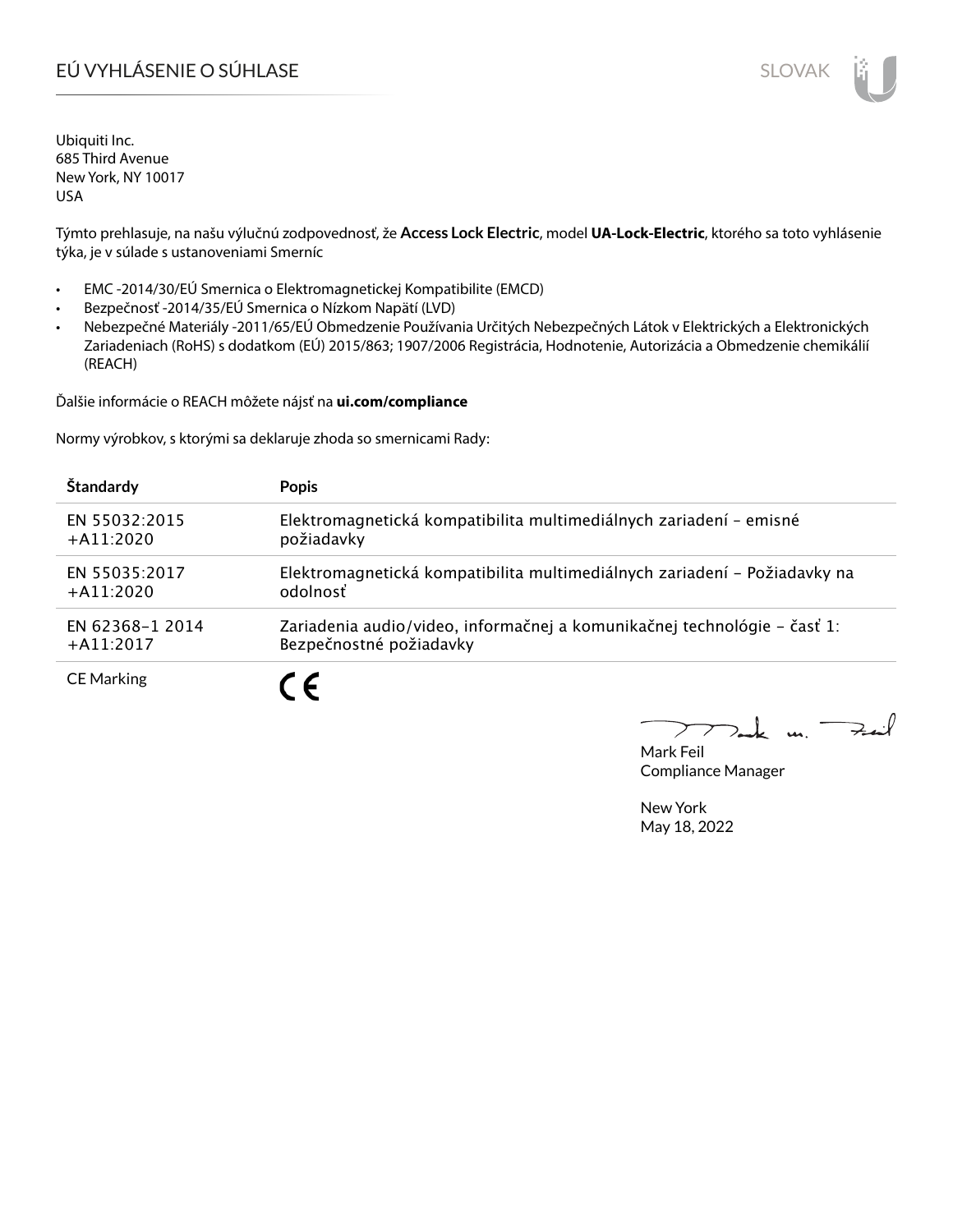# EÚ VYHLÁSENIE O SÚHLASE

SLOVAK

Ubiquiti Inc.
685 Third Avenue
New York, NY 10017
USA

Týmto prehlasuje, na našu výlučnú zodpovednosť, že **Access Lock Electric**, model **UA-Lock-Electric**, ktorého sa toto vyhlásenie týka, je v súlade s ustanoveniami Smerníc

- EMC -2014/30/EÚ Smernica o Elektromagnetickej Kompatibilite (EMCD)
- Bezpečnosť -2014/35/EÚ Smernica o Nízkom Napätí (LVD)
- Nebezpečné Materiály -2011/65/EÚ Obmedzenie Používania Určitých Nebezpečných Látok v Elektrických a Elektronických Zariadeniach (RoHS) s dodatkom (EÚ) 2015/863; 1907/2006 Registrácia, Hodnotenie, Autorizácia a Obmedzenie chemikálií (REACH)

Ďalšie informácie o REACH môžete nájsť na **ui.com/compliance**

Normy výrobkov, s ktorými sa deklaruje zhoda so smernicami Rady:

| Štandardy | Popis |
| --- | --- |
| EN 55032:2015 +A11:2020 | Elektromagnetická kompatibilita multimediálnych zariadení – emisné požiadavky |
| EN 55035:2017 +A11:2020 | Elektromagnetická kompatibilita multimediálnych zariadení – Požiadavky na odolnosť |
| EN 62368–1 2014 +A11:2017 | Zariadenia audio/video, informačnej a komunikačnej technológie – časť 1: Bezpečnostné požiadavky |
| CE Marking | CE |

Mark Feil
Compliance Manager

New York
May 18, 2022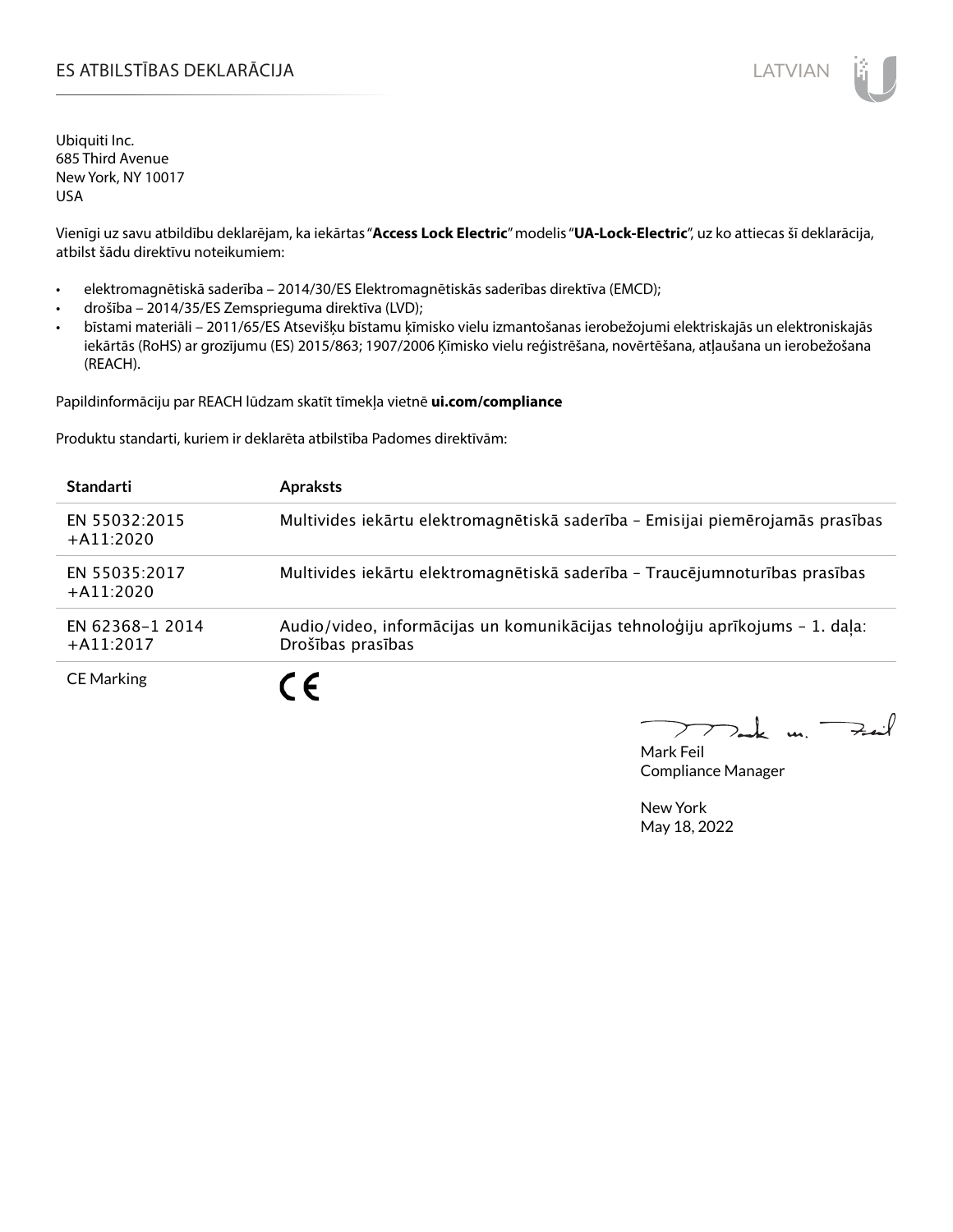# ES ATBILSTĪBAS DEKLARĀCIJA

Ubiquiti Inc.
685 Third Avenue
New York, NY 10017
USA

Vienīgi uz savu atbildību deklarējam, ka iekārtas "**Access Lock Electric**" modelis "**UA-Lock-Electric**", uz ko attiecas šī deklarācija, atbilst šādu direktīvu noteikumiem:

- elektromagnētiskā saderība – 2014/30/ES Elektromagnētiskās saderības direktīva (EMCD);
- drošība – 2014/35/ES Zemsprieguma direktīva (LVD);
- bīstami materiāli – 2011/65/ES Atsevišķu bīstamu ķīmisko vielu izmantošanas ierobežojumi elektriskajās un elektroniskajās iekārtās (RoHS) ar grozījumu (ES) 2015/863; 1907/2006 Ķīmisko vielu reģistrēšana, novērtēšana, atļaušana un ierobežošana (REACH).

Papildinformāciju par REACH lūdzam skatīt tīmekļa vietnē **ui.com/compliance**

Produktu standarti, kuriem ir deklarēta atbilstība Padomes direktīvām:

| Standarti | Apraksts |
| --- | --- |
| EN 55032:2015 +A11:2020 | Multivides iekārtu elektromagnētiskā saderība – Emisijai piemērojamās prasības |
| EN 55035:2017 +A11:2020 | Multivides iekārtu elektromagnētiskā saderība – Traucējumnoturības prasības |
| EN 62368-1 2014 +A11:2017 | Audio/video, informācijas un komunikācijas tehnoloģiju aprīkojums – 1. daļa: Drošības prasības |
| CE Marking | CE |

Mark Feil
Compliance Manager

New York
May 18, 2022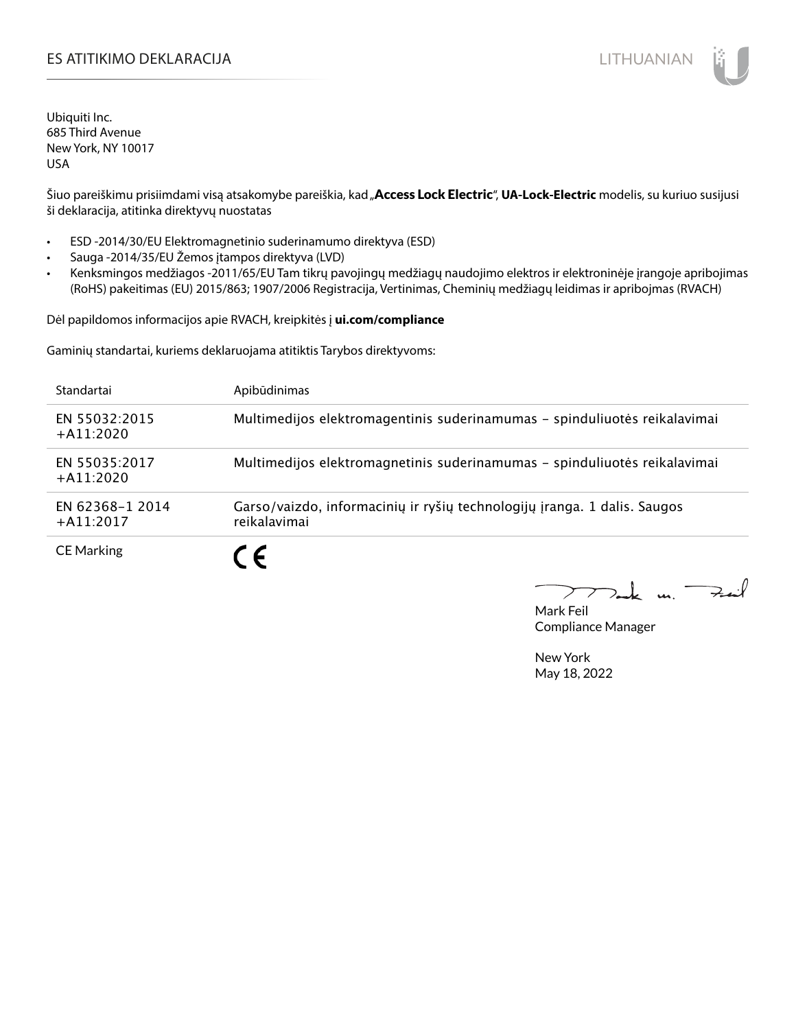# ES ATITIKIMO DEKLARACIJA

LITHUANIAN

Ubiquiti Inc.
685 Third Avenue
New York, NY 10017
USA

Šiuo pareiškimu prisiimdami visą atsakomybe pareiškia, kad „**Access Lock Electric**", **UA-Lock-Electric** modelis, su kuriuo susijusi ši deklaracija, atitinka direktyvų nuostatas

- ESD -2014/30/EU Elektromagnetinio suderinamumo direktyva (ESD)
- Sauga -2014/35/EU Žemos įtampos direktyva (LVD)
- Kenksmingos medžiagos -2011/65/EU Tam tikrų pavojingų medžiagų naudojimo elektros ir elektroninėje įrangoje apribojimas (RoHS) pakeitimas (EU) 2015/863; 1907/2006 Registracija, Vertinimas, Cheminių medžiagų leidimas ir apribojmas (RVACH)

Dėl papildomos informacijos apie RVACH, kreipkitės į **ui.com/compliance**

Gaminių standartai, kuriems deklaruojama atitiktis Tarybos direktyvoms:

| Standartai | Apibūdinimas |
|---|---|
| EN 55032:2015 +A11:2020 | Multimedijos elektromagentinis suderinamumas – spinduliuotės reikalavimai |
| EN 55035:2017 +A11:2020 | Multimedijos elektromagnetinis suderinamumas – spinduliuotės reikalavimai |
| EN 62368-1 2014 +A11:2017 | Garso/vaizdo, informacinių ir ryšių technologijų įranga. 1 dalis. Saugos reikalavimai |
| CE Marking | CE |

Mark Feil
Compliance Manager

New York
May 18, 2022